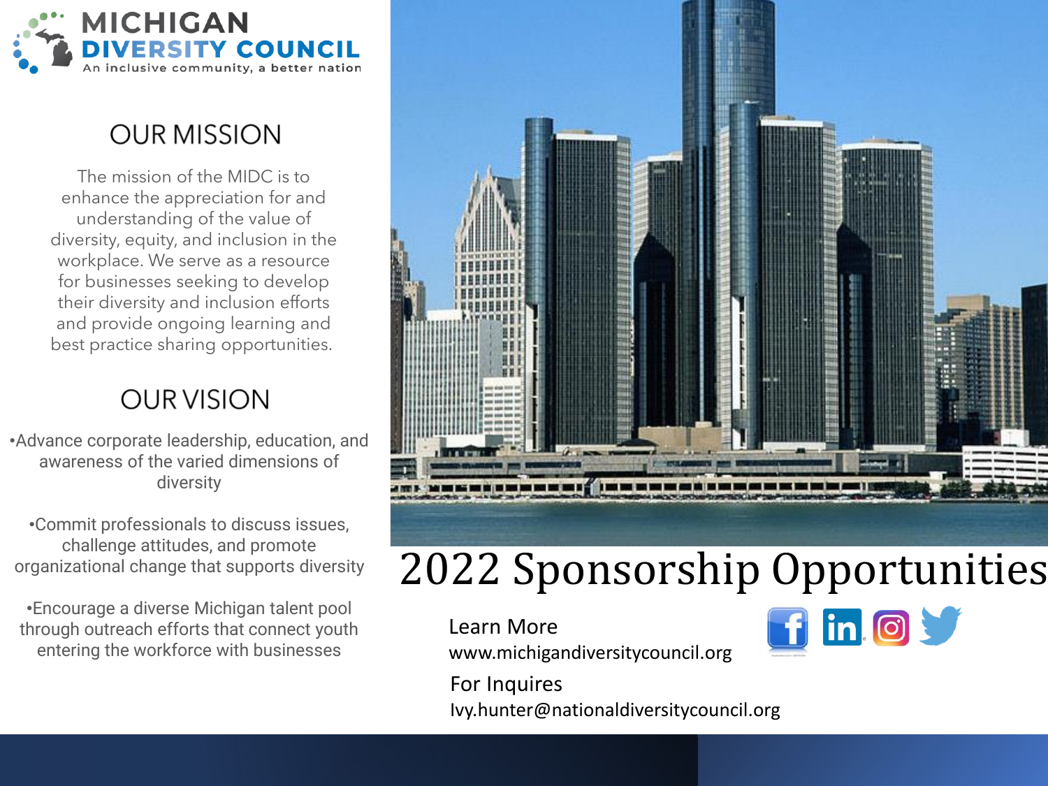# MICHIGAN DIVERSITY COUNCIL

An inclusive community, a better nation

## OUR MISSION

The mission of the MIDC is to enhance the appreciation for and understanding of the value of diversity, equity, and inclusion in the workplace. We serve as a resource for businesses seeking to develop their diversity and inclusion efforts and provide ongoing learning and best practice sharing opportunities.

## OUR VISION

- Advance corporate leadership, education, and awareness of the varied dimensions of diversity
- Commit professionals to discuss issues, challenge attitudes, and promote organizational change that supports diversity
- Encourage a diverse Michigan talent pool through outreach efforts that connect youth entering the workforce with businesses

# 2022 Sponsorship Opportunities

Learn More
www.michigandiversitycouncil.org

For Inquires
Ivy.hunter@nationaldiversitycouncil.org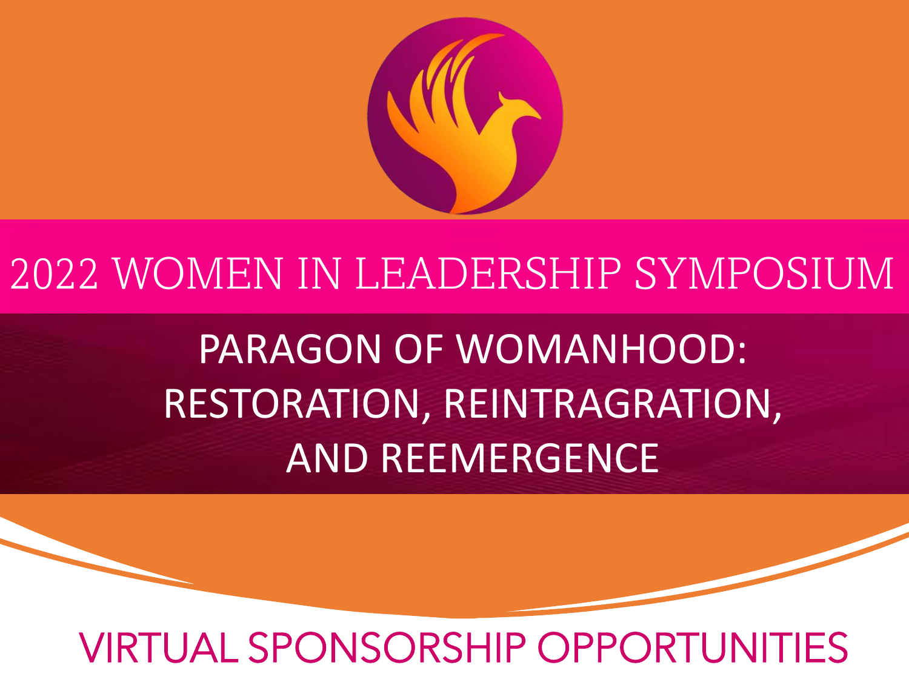# 2022 WOMEN IN LEADERSHIP SYMPOSIUM

## PARAGON OF WOMANHOOD: RESTORATION, REINTRAGRATION, AND REEMERGENCE

## VIRTUAL SPONSORSHIP OPPORTUNITIES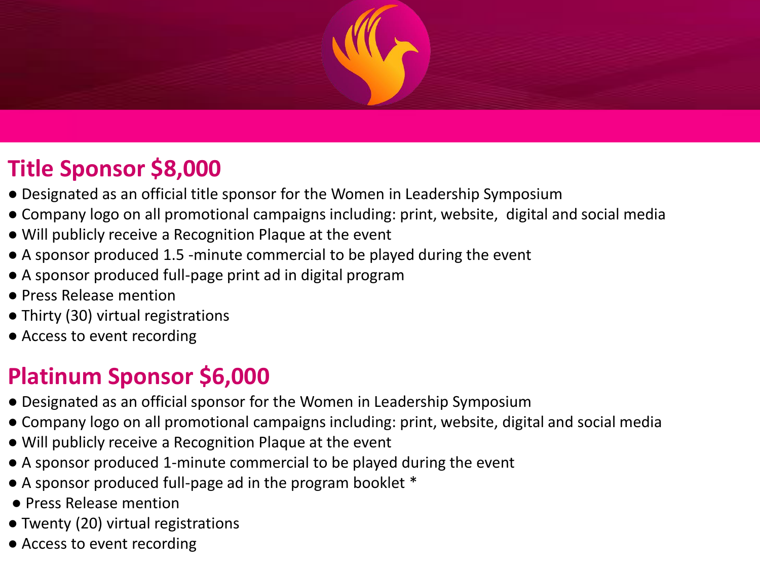## Title Sponsor $8,000

- Designated as an official title sponsor for the Women in Leadership Symposium
- Company logo on all promotional campaigns including: print, website, digital and social media
- Will publicly receive a Recognition Plaque at the event
- A sponsor produced 1.5 -minute commercial to be played during the event
- A sponsor produced full-page print ad in digital program
- Press Release mention
- Thirty (30) virtual registrations
- Access to event recording

## Platinum Sponsor $6,000

- Designated as an official sponsor for the Women in Leadership Symposium
- Company logo on all promotional campaigns including: print, website, digital and social media
- Will publicly receive a Recognition Plaque at the event
- A sponsor produced 1-minute commercial to be played during the event
- A sponsor produced full-page ad in the program booklet *
- Press Release mention
- Twenty (20) virtual registrations
- Access to event recording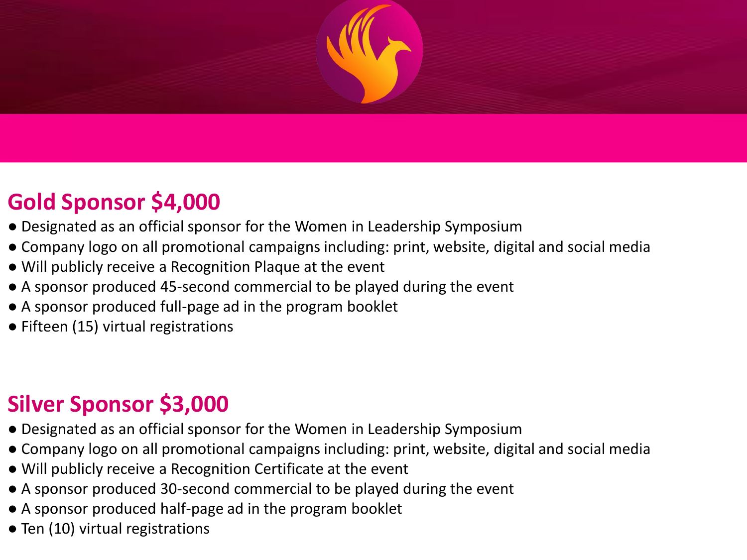## Gold Sponsor $4,000

- Designated as an official sponsor for the Women in Leadership Symposium
- Company logo on all promotional campaigns including: print, website, digital and social media
- Will publicly receive a Recognition Plaque at the event
- A sponsor produced 45-second commercial to be played during the event
- A sponsor produced full-page ad in the program booklet
- Fifteen (15) virtual registrations

## Silver Sponsor $3,000

- Designated as an official sponsor for the Women in Leadership Symposium
- Company logo on all promotional campaigns including: print, website, digital and social media
- Will publicly receive a Recognition Certificate at the event
- A sponsor produced 30-second commercial to be played during the event
- A sponsor produced half-page ad in the program booklet
- Ten (10) virtual registrations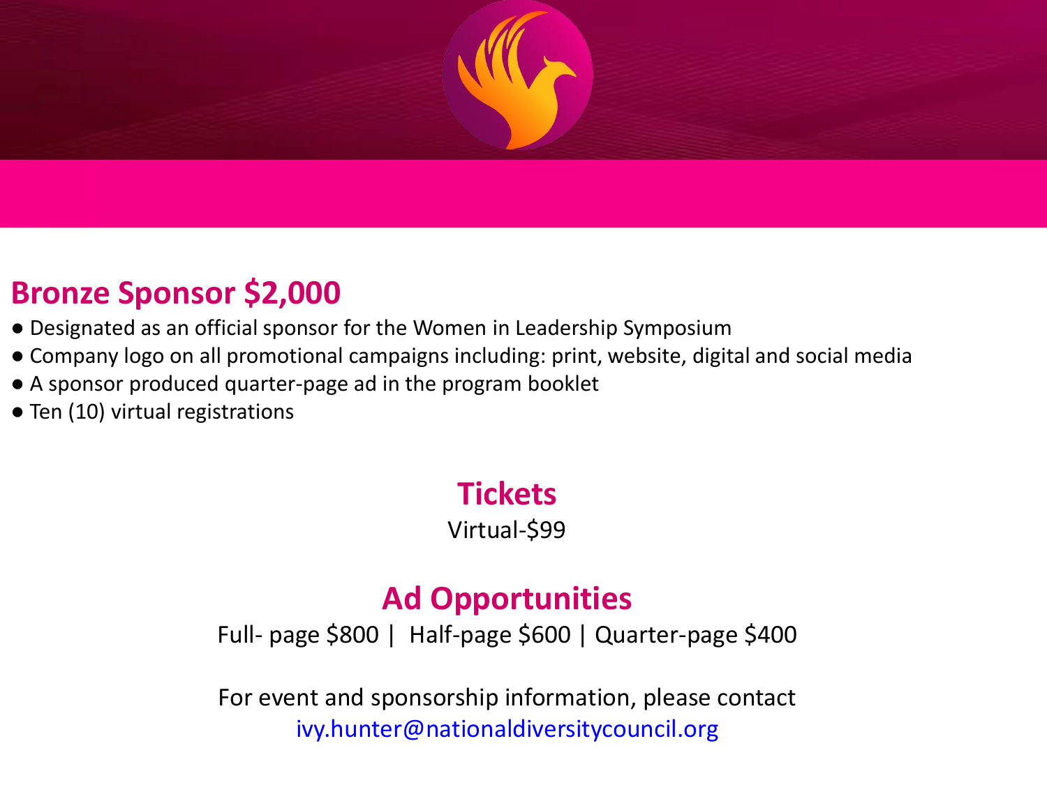## Bronze Sponsor $2,000

- Designated as an official sponsor for the Women in Leadership Symposium
- Company logo on all promotional campaigns including: print, website, digital and social media
- A sponsor produced quarter-page ad in the program booklet
- Ten (10) virtual registrations

## Tickets

Virtual-$99

## Ad Opportunities

Full- page $800 | Half-page $600 | Quarter-page $400

For event and sponsorship information, please contact
ivy.hunter@nationaldiversitycouncil.org